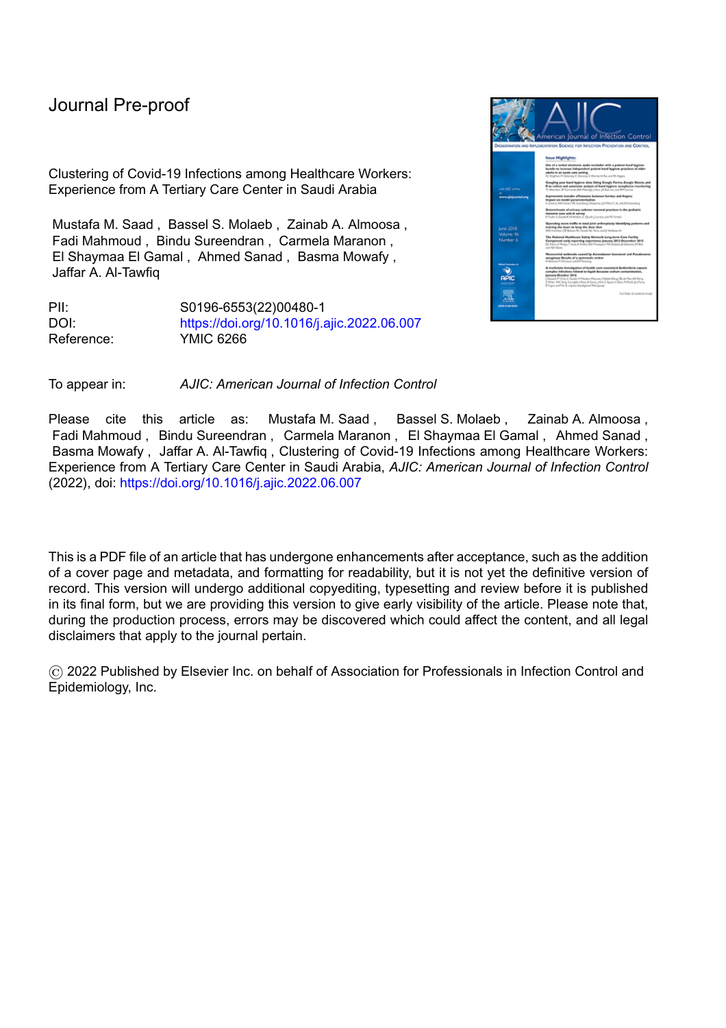Journal Pre-proof

Clustering of Covid-19 Infections among Healthcare Workers: Experience from A Tertiary Care Center in Saudi Arabia

Mustafa M. Saad , Bassel S. Molaeb , Zainab A. Almoosa , Fadi Mahmoud , Bindu Sureendran , Carmela Maranon , El Shaymaa El Gamal , Ahmed Sanad , Basma Mowafy , Jaffar A. Al-Tawfiq

| | |
|---|---|
| PII: | S0196-6553(22)00480-1 |
| DOI: | https://doi.org/10.1016/j.ajic.2022.06.007 |
| Reference: | YMIC 6266 |

To appear in: *AJIC: American Journal of Infection Control*

Please cite this article as: Mustafa M. Saad , Bassel S. Molaeb , Zainab A. Almoosa , Fadi Mahmoud , Bindu Sureendran , Carmela Maranon , El Shaymaa El Gamal , Ahmed Sanad , Basma Mowafy , Jaffar A. Al-Tawfiq , Clustering of Covid-19 Infections among Healthcare Workers: Experience from A Tertiary Care Center in Saudi Arabia, *AJIC: American Journal of Infection Control* (2022), doi: https://doi.org/10.1016/j.ajic.2022.06.007

This is a PDF file of an article that has undergone enhancements after acceptance, such as the addition of a cover page and metadata, and formatting for readability, but it is not yet the definitive version of record. This version will undergo additional copyediting, typesetting and review before it is published in its final form, but we are providing this version to give early visibility of the article. Please note that, during the production process, errors may be discovered which could affect the content, and all legal disclaimers that apply to the journal pertain.

© 2022 Published by Elsevier Inc. on behalf of Association for Professionals in Infection Control and Epidemiology, Inc.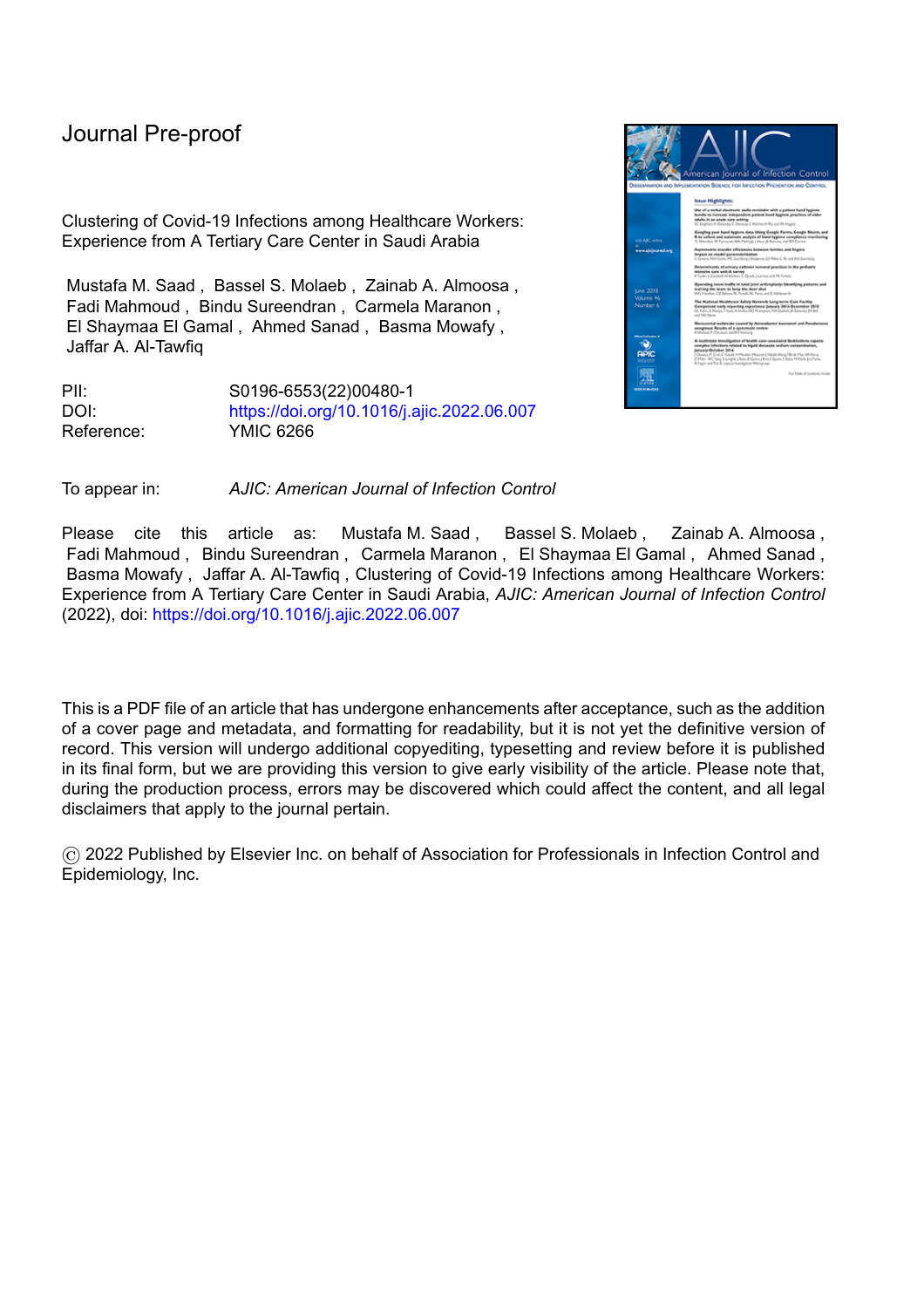Journal Pre-proof

Clustering of Covid-19 Infections among Healthcare Workers: Experience from A Tertiary Care Center in Saudi Arabia

Mustafa M. Saad , Bassel S. Molaeb , Zainab A. Almoosa , Fadi Mahmoud , Bindu Sureendran , Carmela Maranon , El Shaymaa El Gamal , Ahmed Sanad , Basma Mowafy , Jaffar A. Al-Tawfiq

| | |
|---|---|
| PII: | S0196-6553(22)00480-1 |
| DOI: | https://doi.org/10.1016/j.ajic.2022.06.007 |
| Reference: | YMIC 6266 |

To appear in: *AJIC: American Journal of Infection Control*

Please cite this article as: Mustafa M. Saad , Bassel S. Molaeb , Zainab A. Almoosa , Fadi Mahmoud , Bindu Sureendran , Carmela Maranon , El Shaymaa El Gamal , Ahmed Sanad , Basma Mowafy , Jaffar A. Al-Tawfiq , Clustering of Covid-19 Infections among Healthcare Workers: Experience from A Tertiary Care Center in Saudi Arabia, *AJIC: American Journal of Infection Control* (2022), doi: https://doi.org/10.1016/j.ajic.2022.06.007

This is a PDF file of an article that has undergone enhancements after acceptance, such as the addition of a cover page and metadata, and formatting for readability, but it is not yet the definitive version of record. This version will undergo additional copyediting, typesetting and review before it is published in its final form, but we are providing this version to give early visibility of the article. Please note that, during the production process, errors may be discovered which could affect the content, and all legal disclaimers that apply to the journal pertain.

© 2022 Published by Elsevier Inc. on behalf of Association for Professionals in Infection Control and Epidemiology, Inc.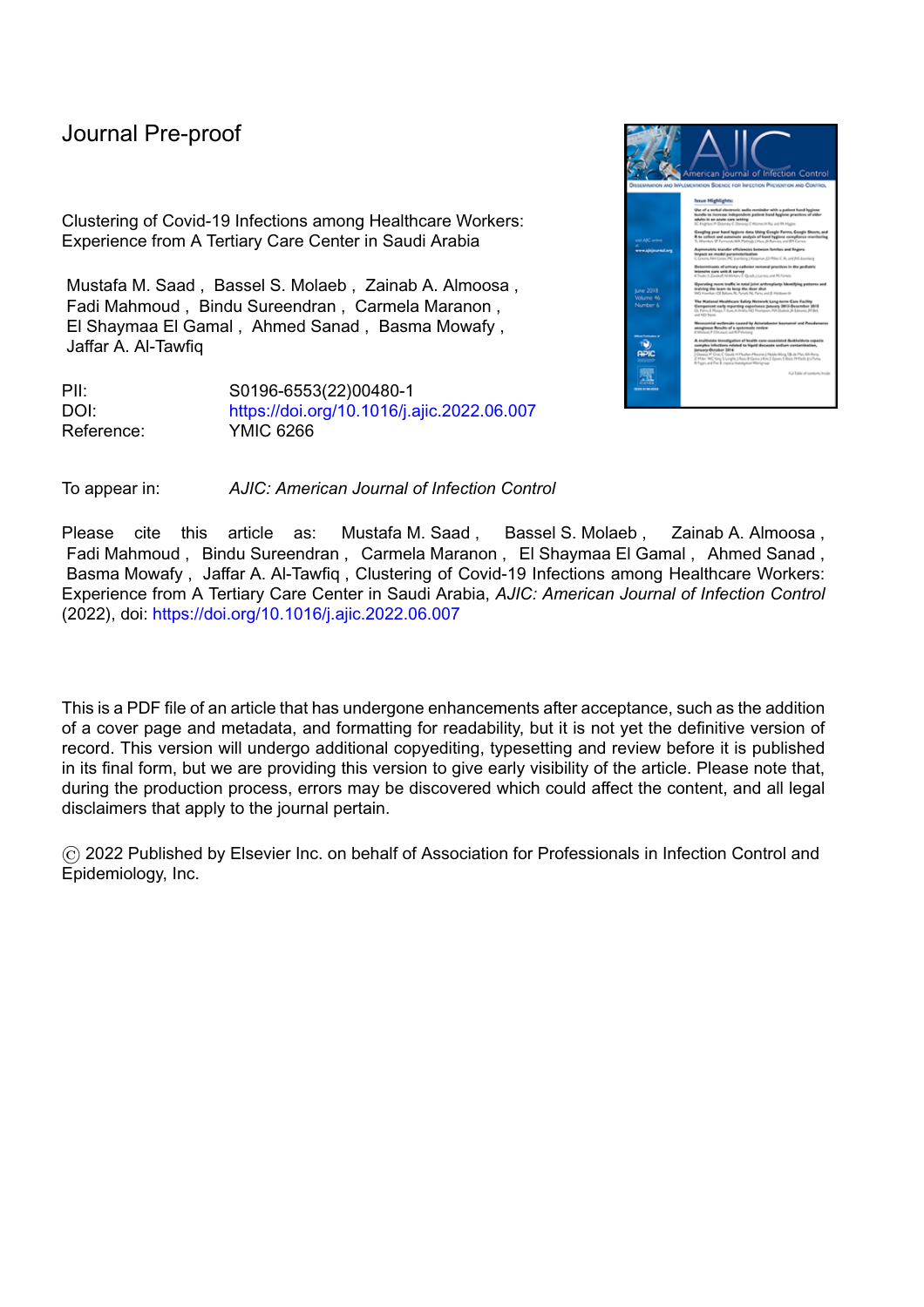Journal Pre-proof

Clustering of Covid-19 Infections among Healthcare Workers: Experience from A Tertiary Care Center in Saudi Arabia

Mustafa M. Saad , Bassel S. Molaeb , Zainab A. Almoosa , Fadi Mahmoud , Bindu Sureendran , Carmela Maranon , El Shaymaa El Gamal , Ahmed Sanad , Basma Mowafy , Jaffar A. Al-Tawfiq

PII: S0196-6553(22)00480-1
DOI: https://doi.org/10.1016/j.ajic.2022.06.007
Reference: YMIC 6266

To appear in: *AJIC: American Journal of Infection Control*

Please cite this article as: Mustafa M. Saad , Bassel S. Molaeb , Zainab A. Almoosa , Fadi Mahmoud , Bindu Sureendran , Carmela Maranon , El Shaymaa El Gamal , Ahmed Sanad , Basma Mowafy , Jaffar A. Al-Tawfiq , Clustering of Covid-19 Infections among Healthcare Workers: Experience from A Tertiary Care Center in Saudi Arabia, *AJIC: American Journal of Infection Control* (2022), doi: https://doi.org/10.1016/j.ajic.2022.06.007

This is a PDF file of an article that has undergone enhancements after acceptance, such as the addition of a cover page and metadata, and formatting for readability, but it is not yet the definitive version of record. This version will undergo additional copyediting, typesetting and review before it is published in its final form, but we are providing this version to give early visibility of the article. Please note that, during the production process, errors may be discovered which could affect the content, and all legal disclaimers that apply to the journal pertain.

© 2022 Published by Elsevier Inc. on behalf of Association for Professionals in Infection Control and Epidemiology, Inc.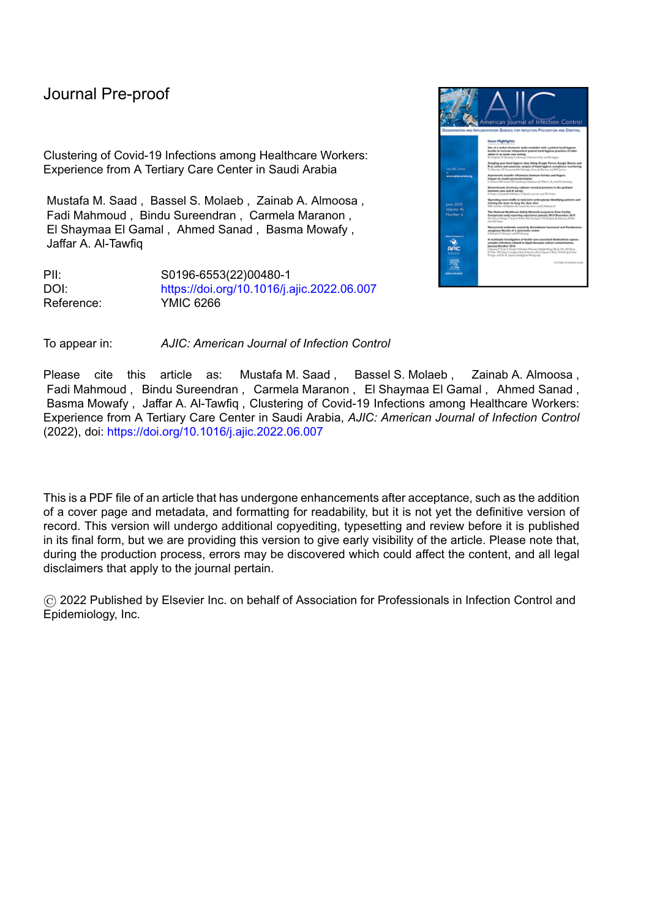Journal Pre-proof

Clustering of Covid-19 Infections among Healthcare Workers: Experience from A Tertiary Care Center in Saudi Arabia

Mustafa M. Saad , Bassel S. Molaeb , Zainab A. Almoosa , Fadi Mahmoud , Bindu Sureendran , Carmela Maranon , El Shaymaa El Gamal , Ahmed Sanad , Basma Mowafy , Jaffar A. Al-Tawfiq

PII: S0196-6553(22)00480-1
DOI: https://doi.org/10.1016/j.ajic.2022.06.007
Reference: YMIC 6266

To appear in: *AJIC: American Journal of Infection Control*

Please cite this article as: Mustafa M. Saad , Bassel S. Molaeb , Zainab A. Almoosa , Fadi Mahmoud , Bindu Sureendran , Carmela Maranon , El Shaymaa El Gamal , Ahmed Sanad , Basma Mowafy , Jaffar A. Al-Tawfiq , Clustering of Covid-19 Infections among Healthcare Workers: Experience from A Tertiary Care Center in Saudi Arabia, *AJIC: American Journal of Infection Control* (2022), doi: https://doi.org/10.1016/j.ajic.2022.06.007

This is a PDF file of an article that has undergone enhancements after acceptance, such as the addition of a cover page and metadata, and formatting for readability, but it is not yet the definitive version of record. This version will undergo additional copyediting, typesetting and review before it is published in its final form, but we are providing this version to give early visibility of the article. Please note that, during the production process, errors may be discovered which could affect the content, and all legal disclaimers that apply to the journal pertain.

© 2022 Published by Elsevier Inc. on behalf of Association for Professionals in Infection Control and Epidemiology, Inc.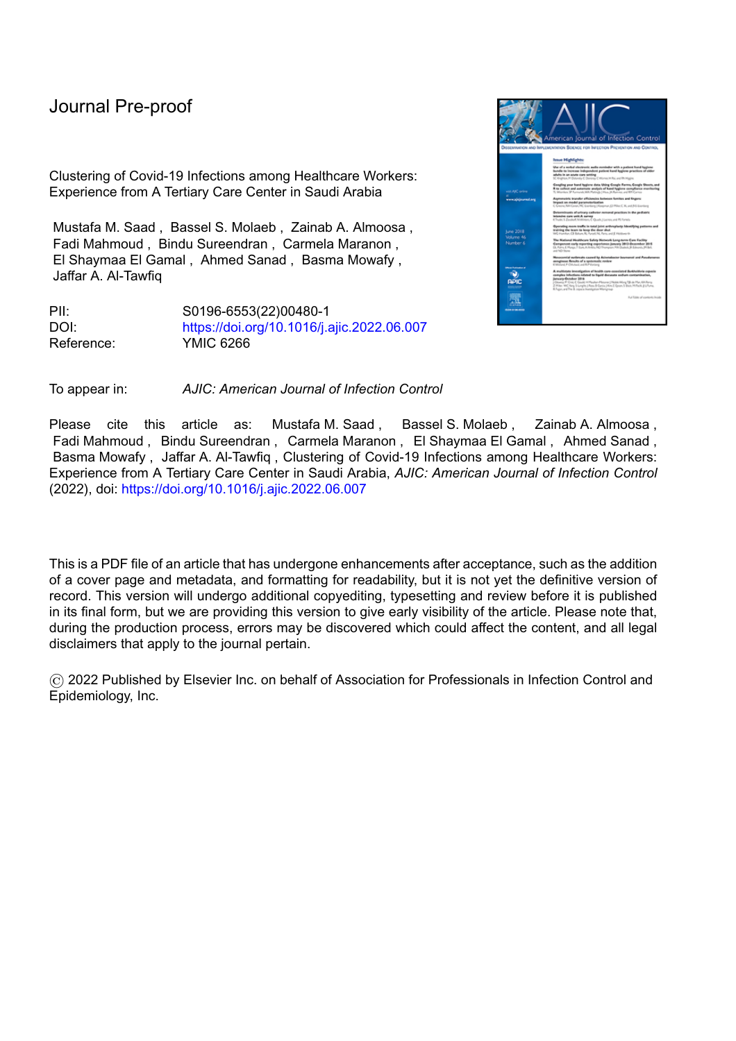Journal Pre-proof

Clustering of Covid-19 Infections among Healthcare Workers: Experience from A Tertiary Care Center in Saudi Arabia

Mustafa M. Saad , Bassel S. Molaeb , Zainab A. Almoosa , Fadi Mahmoud , Bindu Sureendran , Carmela Maranon , El Shaymaa El Gamal , Ahmed Sanad , Basma Mowafy , Jaffar A. Al-Tawfiq

PII: S0196-6553(22)00480-1
DOI: https://doi.org/10.1016/j.ajic.2022.06.007
Reference: YMIC 6266

To appear in: *AJIC: American Journal of Infection Control*

Please cite this article as: Mustafa M. Saad , Bassel S. Molaeb , Zainab A. Almoosa , Fadi Mahmoud , Bindu Sureendran , Carmela Maranon , El Shaymaa El Gamal , Ahmed Sanad , Basma Mowafy , Jaffar A. Al-Tawfiq , Clustering of Covid-19 Infections among Healthcare Workers: Experience from A Tertiary Care Center in Saudi Arabia, *AJIC: American Journal of Infection Control* (2022), doi: https://doi.org/10.1016/j.ajic.2022.06.007

This is a PDF file of an article that has undergone enhancements after acceptance, such as the addition of a cover page and metadata, and formatting for readability, but it is not yet the definitive version of record. This version will undergo additional copyediting, typesetting and review before it is published in its final form, but we are providing this version to give early visibility of the article. Please note that, during the production process, errors may be discovered which could affect the content, and all legal disclaimers that apply to the journal pertain.

© 2022 Published by Elsevier Inc. on behalf of Association for Professionals in Infection Control and Epidemiology, Inc.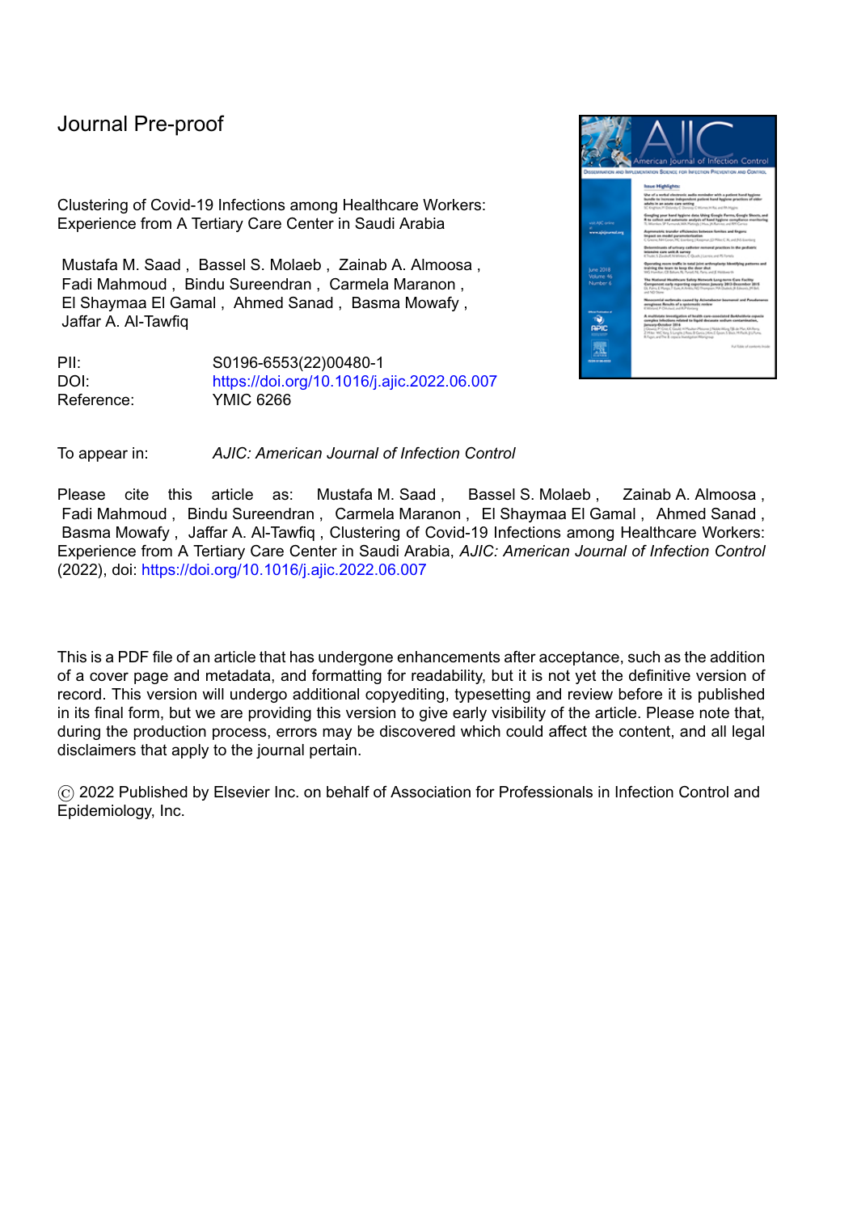Journal Pre-proof

Clustering of Covid-19 Infections among Healthcare Workers: Experience from A Tertiary Care Center in Saudi Arabia

Mustafa M. Saad , Bassel S. Molaeb , Zainab A. Almoosa , Fadi Mahmoud , Bindu Sureendran , Carmela Maranon , El Shaymaa El Gamal , Ahmed Sanad , Basma Mowafy , Jaffar A. Al-Tawfiq

PII: S0196-6553(22)00480-1
DOI: https://doi.org/10.1016/j.ajic.2022.06.007
Reference: YMIC 6266

To appear in: *AJIC: American Journal of Infection Control*

Please cite this article as: Mustafa M. Saad , Bassel S. Molaeb , Zainab A. Almoosa , Fadi Mahmoud , Bindu Sureendran , Carmela Maranon , El Shaymaa El Gamal , Ahmed Sanad , Basma Mowafy , Jaffar A. Al-Tawfiq , Clustering of Covid-19 Infections among Healthcare Workers: Experience from A Tertiary Care Center in Saudi Arabia, *AJIC: American Journal of Infection Control* (2022), doi: https://doi.org/10.1016/j.ajic.2022.06.007

This is a PDF file of an article that has undergone enhancements after acceptance, such as the addition of a cover page and metadata, and formatting for readability, but it is not yet the definitive version of record. This version will undergo additional copyediting, typesetting and review before it is published in its final form, but we are providing this version to give early visibility of the article. Please note that, during the production process, errors may be discovered which could affect the content, and all legal disclaimers that apply to the journal pertain.

© 2022 Published by Elsevier Inc. on behalf of Association for Professionals in Infection Control and Epidemiology, Inc.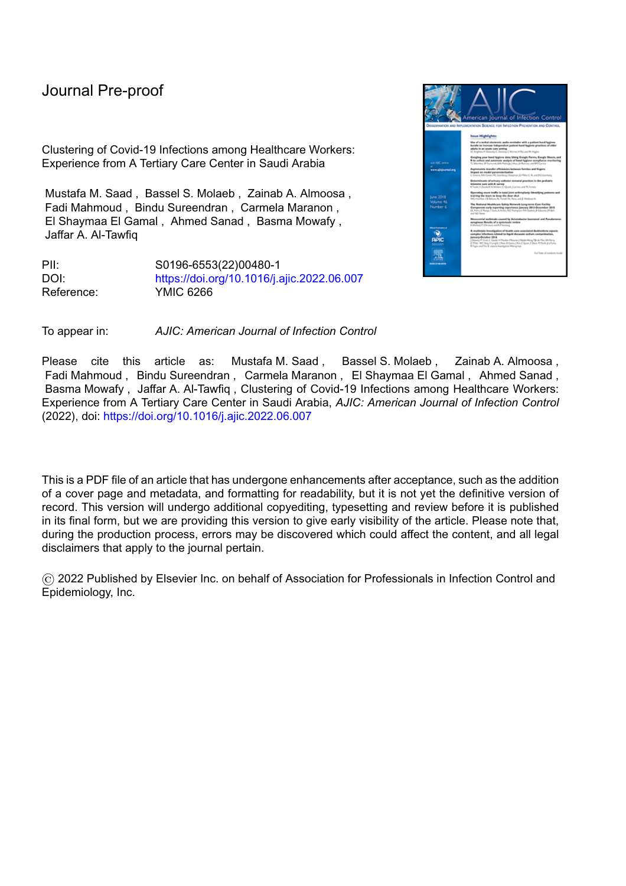Journal Pre-proof

Clustering of Covid-19 Infections among Healthcare Workers: Experience from A Tertiary Care Center in Saudi Arabia

Mustafa M. Saad , Bassel S. Molaeb , Zainab A. Almoosa , Fadi Mahmoud , Bindu Sureendran , Carmela Maranon , El Shaymaa El Gamal , Ahmed Sanad , Basma Mowafy , Jaffar A. Al-Tawfiq

PII: S0196-6553(22)00480-1
DOI: https://doi.org/10.1016/j.ajic.2022.06.007
Reference: YMIC 6266

To appear in: *AJIC: American Journal of Infection Control*

Please cite this article as: Mustafa M. Saad , Bassel S. Molaeb , Zainab A. Almoosa , Fadi Mahmoud , Bindu Sureendran , Carmela Maranon , El Shaymaa El Gamal , Ahmed Sanad , Basma Mowafy , Jaffar A. Al-Tawfiq , Clustering of Covid-19 Infections among Healthcare Workers: Experience from A Tertiary Care Center in Saudi Arabia, *AJIC: American Journal of Infection Control* (2022), doi: https://doi.org/10.1016/j.ajic.2022.06.007

This is a PDF file of an article that has undergone enhancements after acceptance, such as the addition of a cover page and metadata, and formatting for readability, but it is not yet the definitive version of record. This version will undergo additional copyediting, typesetting and review before it is published in its final form, but we are providing this version to give early visibility of the article. Please note that, during the production process, errors may be discovered which could affect the content, and all legal disclaimers that apply to the journal pertain.

© 2022 Published by Elsevier Inc. on behalf of Association for Professionals in Infection Control and Epidemiology, Inc.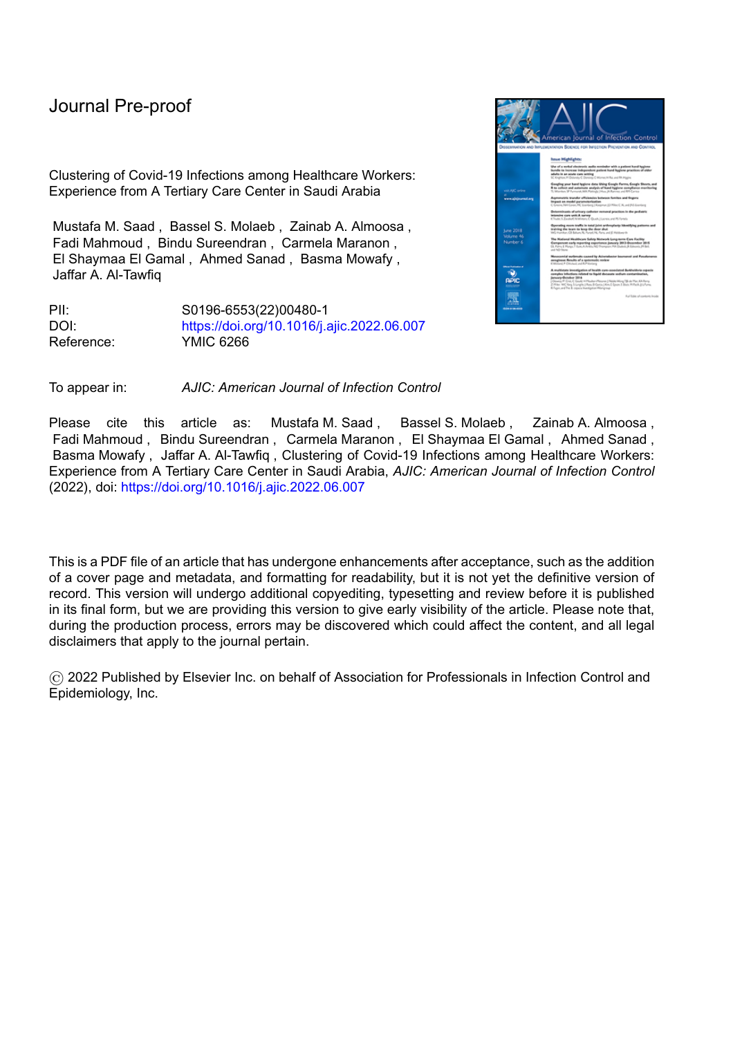Journal Pre-proof

Clustering of Covid-19 Infections among Healthcare Workers: Experience from A Tertiary Care Center in Saudi Arabia

Mustafa M. Saad , Bassel S. Molaeb , Zainab A. Almoosa , Fadi Mahmoud , Bindu Sureendran , Carmela Maranon , El Shaymaa El Gamal , Ahmed Sanad , Basma Mowafy , Jaffar A. Al-Tawfiq

PII: S0196-6553(22)00480-1
DOI: https://doi.org/10.1016/j.ajic.2022.06.007
Reference: YMIC 6266

To appear in: *AJIC: American Journal of Infection Control*

Please cite this article as: Mustafa M. Saad , Bassel S. Molaeb , Zainab A. Almoosa , Fadi Mahmoud , Bindu Sureendran , Carmela Maranon , El Shaymaa El Gamal , Ahmed Sanad , Basma Mowafy , Jaffar A. Al-Tawfiq , Clustering of Covid-19 Infections among Healthcare Workers: Experience from A Tertiary Care Center in Saudi Arabia, *AJIC: American Journal of Infection Control* (2022), doi: https://doi.org/10.1016/j.ajic.2022.06.007

This is a PDF file of an article that has undergone enhancements after acceptance, such as the addition of a cover page and metadata, and formatting for readability, but it is not yet the definitive version of record. This version will undergo additional copyediting, typesetting and review before it is published in its final form, but we are providing this version to give early visibility of the article. Please note that, during the production process, errors may be discovered which could affect the content, and all legal disclaimers that apply to the journal pertain.

© 2022 Published by Elsevier Inc. on behalf of Association for Professionals in Infection Control and Epidemiology, Inc.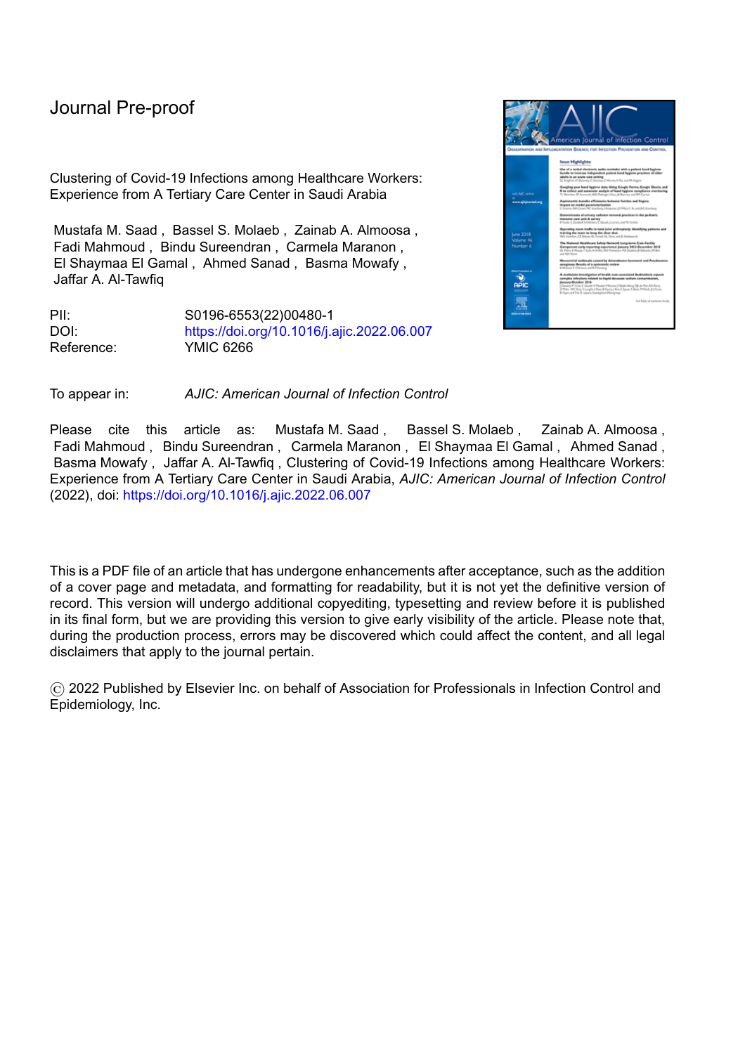# Journal Pre-proof

Clustering of Covid-19 Infections among Healthcare Workers: Experience from A Tertiary Care Center in Saudi Arabia

Mustafa M. Saad , Bassel S. Molaeb , Zainab A. Almoosa , Fadi Mahmoud , Bindu Sureendran , Carmela Maranon , El Shaymaa El Gamal , Ahmed Sanad , Basma Mowafy , Jaffar A. Al-Tawfiq

PII: S0196-6553(22)00480-1
DOI: https://doi.org/10.1016/j.ajic.2022.06.007
Reference: YMIC 6266

To appear in: *AJIC: American Journal of Infection Control*

Please cite this article as: Mustafa M. Saad , Bassel S. Molaeb , Zainab A. Almoosa , Fadi Mahmoud , Bindu Sureendran , Carmela Maranon , El Shaymaa El Gamal , Ahmed Sanad , Basma Mowafy , Jaffar A. Al-Tawfiq , Clustering of Covid-19 Infections among Healthcare Workers: Experience from A Tertiary Care Center in Saudi Arabia, *AJIC: American Journal of Infection Control* (2022), doi: https://doi.org/10.1016/j.ajic.2022.06.007

This is a PDF file of an article that has undergone enhancements after acceptance, such as the addition of a cover page and metadata, and formatting for readability, but it is not yet the definitive version of record. This version will undergo additional copyediting, typesetting and review before it is published in its final form, but we are providing this version to give early visibility of the article. Please note that, during the production process, errors may be discovered which could affect the content, and all legal disclaimers that apply to the journal pertain.

© 2022 Published by Elsevier Inc. on behalf of Association for Professionals in Infection Control and Epidemiology, Inc.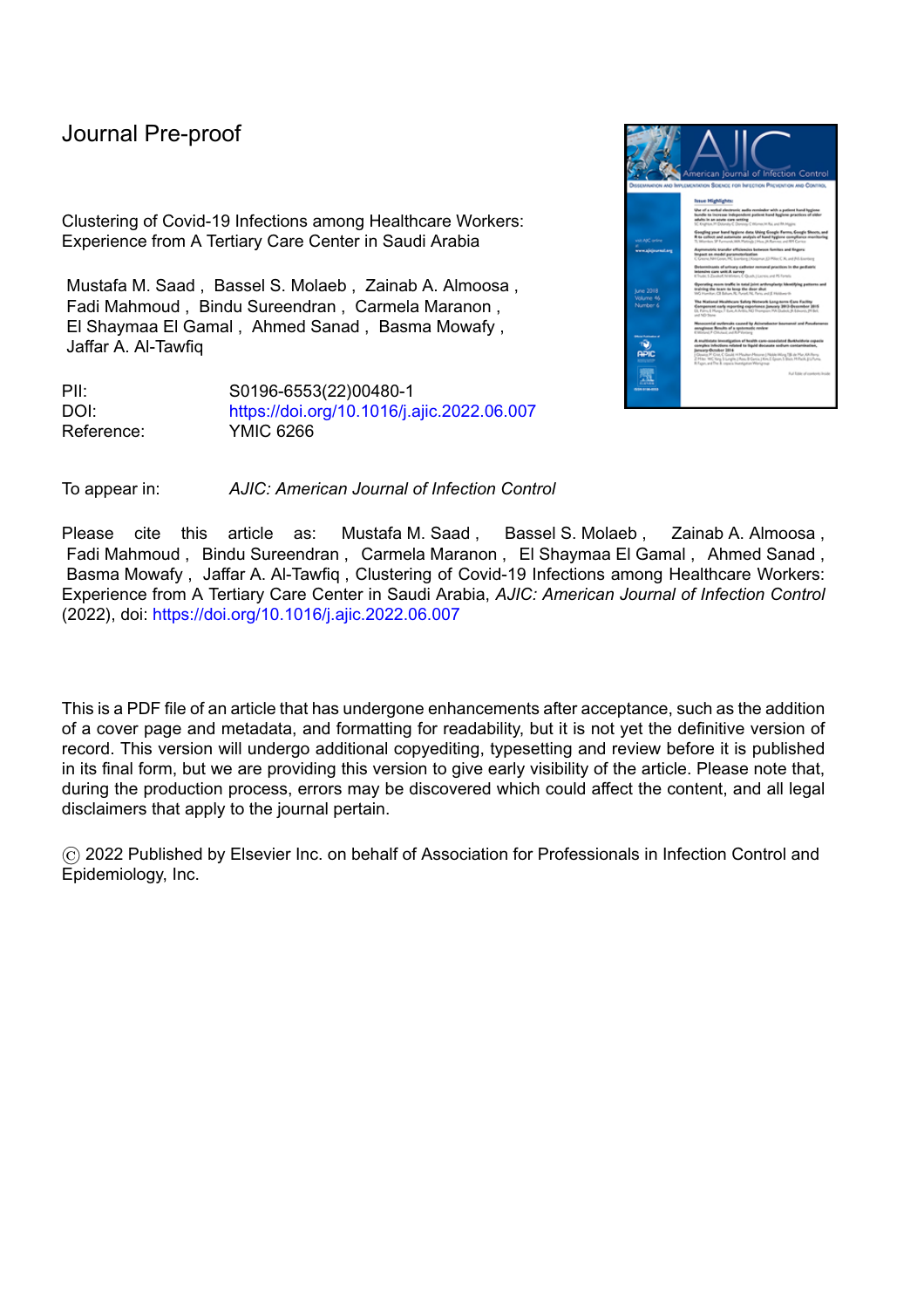Journal Pre-proof

Clustering of Covid-19 Infections among Healthcare Workers: Experience from A Tertiary Care Center in Saudi Arabia

Mustafa M. Saad , Bassel S. Molaeb , Zainab A. Almoosa , Fadi Mahmoud , Bindu Sureendran , Carmela Maranon , El Shaymaa El Gamal , Ahmed Sanad , Basma Mowafy , Jaffar A. Al-Tawfiq

PII: S0196-6553(22)00480-1
DOI: https://doi.org/10.1016/j.ajic.2022.06.007
Reference: YMIC 6266

To appear in: *AJIC: American Journal of Infection Control*

Please cite this article as: Mustafa M. Saad , Bassel S. Molaeb , Zainab A. Almoosa , Fadi Mahmoud , Bindu Sureendran , Carmela Maranon , El Shaymaa El Gamal , Ahmed Sanad , Basma Mowafy , Jaffar A. Al-Tawfiq , Clustering of Covid-19 Infections among Healthcare Workers: Experience from A Tertiary Care Center in Saudi Arabia, *AJIC: American Journal of Infection Control* (2022), doi: https://doi.org/10.1016/j.ajic.2022.06.007

This is a PDF file of an article that has undergone enhancements after acceptance, such as the addition of a cover page and metadata, and formatting for readability, but it is not yet the definitive version of record. This version will undergo additional copyediting, typesetting and review before it is published in its final form, but we are providing this version to give early visibility of the article. Please note that, during the production process, errors may be discovered which could affect the content, and all legal disclaimers that apply to the journal pertain.

© 2022 Published by Elsevier Inc. on behalf of Association for Professionals in Infection Control and Epidemiology, Inc.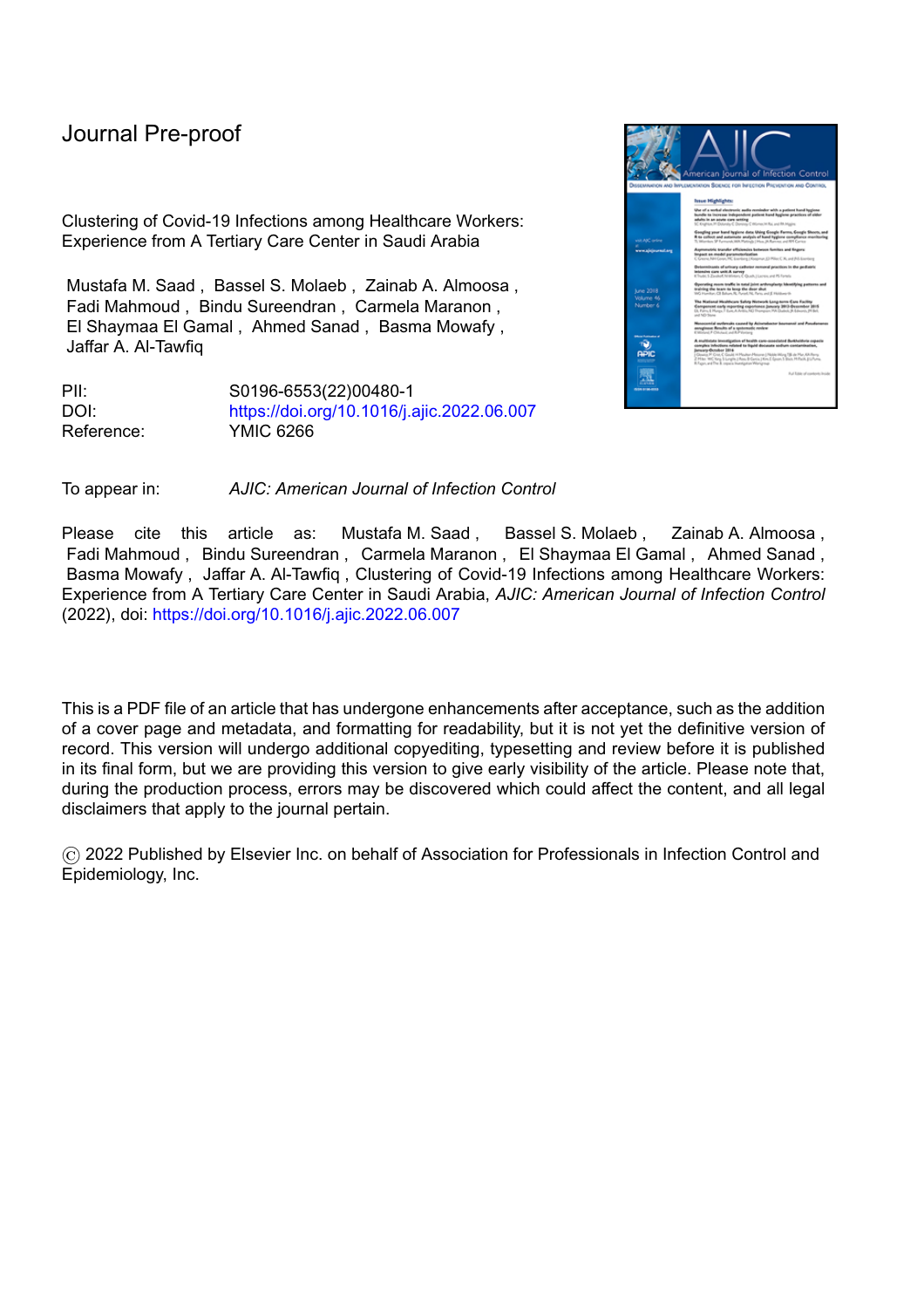# Journal Pre-proof

Clustering of Covid-19 Infections among Healthcare Workers: Experience from A Tertiary Care Center in Saudi Arabia

Mustafa M. Saad , Bassel S. Molaeb , Zainab A. Almoosa , Fadi Mahmoud , Bindu Sureendran , Carmela Maranon , El Shaymaa El Gamal , Ahmed Sanad , Basma Mowafy , Jaffar A. Al-Tawfiq

| | |
|---|---|
| PII: | S0196-6553(22)00480-1 |
| DOI: | https://doi.org/10.1016/j.ajic.2022.06.007 |
| Reference: | YMIC 6266 |

To appear in: *AJIC: American Journal of Infection Control*

Please cite this article as: Mustafa M. Saad , Bassel S. Molaeb , Zainab A. Almoosa , Fadi Mahmoud , Bindu Sureendran , Carmela Maranon , El Shaymaa El Gamal , Ahmed Sanad , Basma Mowafy , Jaffar A. Al-Tawfiq , Clustering of Covid-19 Infections among Healthcare Workers: Experience from A Tertiary Care Center in Saudi Arabia, *AJIC: American Journal of Infection Control* (2022), doi: https://doi.org/10.1016/j.ajic.2022.06.007

This is a PDF file of an article that has undergone enhancements after acceptance, such as the addition of a cover page and metadata, and formatting for readability, but it is not yet the definitive version of record. This version will undergo additional copyediting, typesetting and review before it is published in its final form, but we are providing this version to give early visibility of the article. Please note that, during the production process, errors may be discovered which could affect the content, and all legal disclaimers that apply to the journal pertain.

© 2022 Published by Elsevier Inc. on behalf of Association for Professionals in Infection Control and Epidemiology, Inc.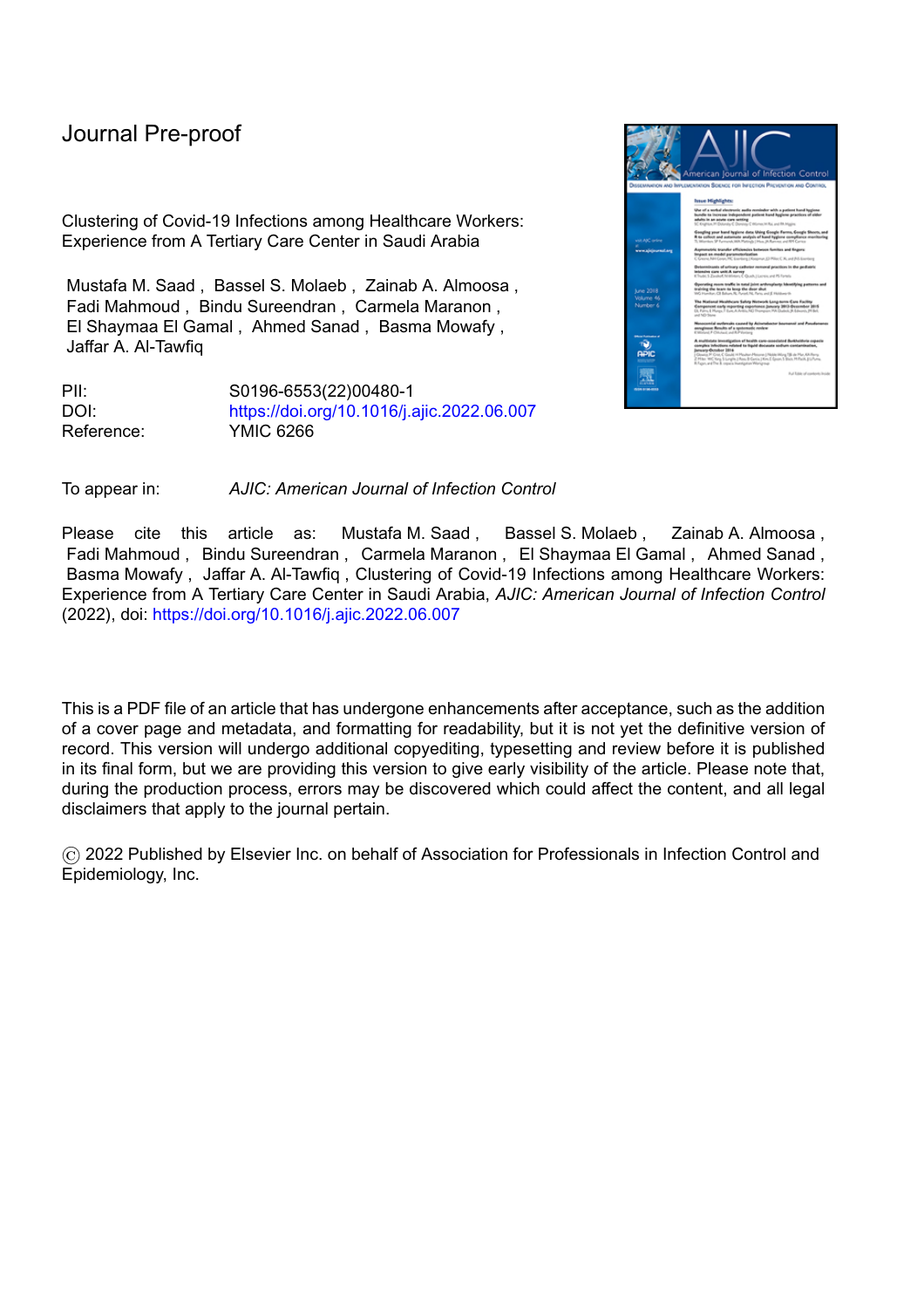Journal Pre-proof

Clustering of Covid-19 Infections among Healthcare Workers: Experience from A Tertiary Care Center in Saudi Arabia

Mustafa M. Saad , Bassel S. Molaeb , Zainab A. Almoosa , Fadi Mahmoud , Bindu Sureendran , Carmela Maranon , El Shaymaa El Gamal , Ahmed Sanad , Basma Mowafy , Jaffar A. Al-Tawfiq

PII: S0196-6553(22)00480-1
DOI: https://doi.org/10.1016/j.ajic.2022.06.007
Reference: YMIC 6266

To appear in: *AJIC: American Journal of Infection Control*

Please cite this article as: Mustafa M. Saad , Bassel S. Molaeb , Zainab A. Almoosa , Fadi Mahmoud , Bindu Sureendran , Carmela Maranon , El Shaymaa El Gamal , Ahmed Sanad , Basma Mowafy , Jaffar A. Al-Tawfiq , Clustering of Covid-19 Infections among Healthcare Workers: Experience from A Tertiary Care Center in Saudi Arabia, *AJIC: American Journal of Infection Control* (2022), doi: https://doi.org/10.1016/j.ajic.2022.06.007

This is a PDF file of an article that has undergone enhancements after acceptance, such as the addition of a cover page and metadata, and formatting for readability, but it is not yet the definitive version of record. This version will undergo additional copyediting, typesetting and review before it is published in its final form, but we are providing this version to give early visibility of the article. Please note that, during the production process, errors may be discovered which could affect the content, and all legal disclaimers that apply to the journal pertain.

© 2022 Published by Elsevier Inc. on behalf of Association for Professionals in Infection Control and Epidemiology, Inc.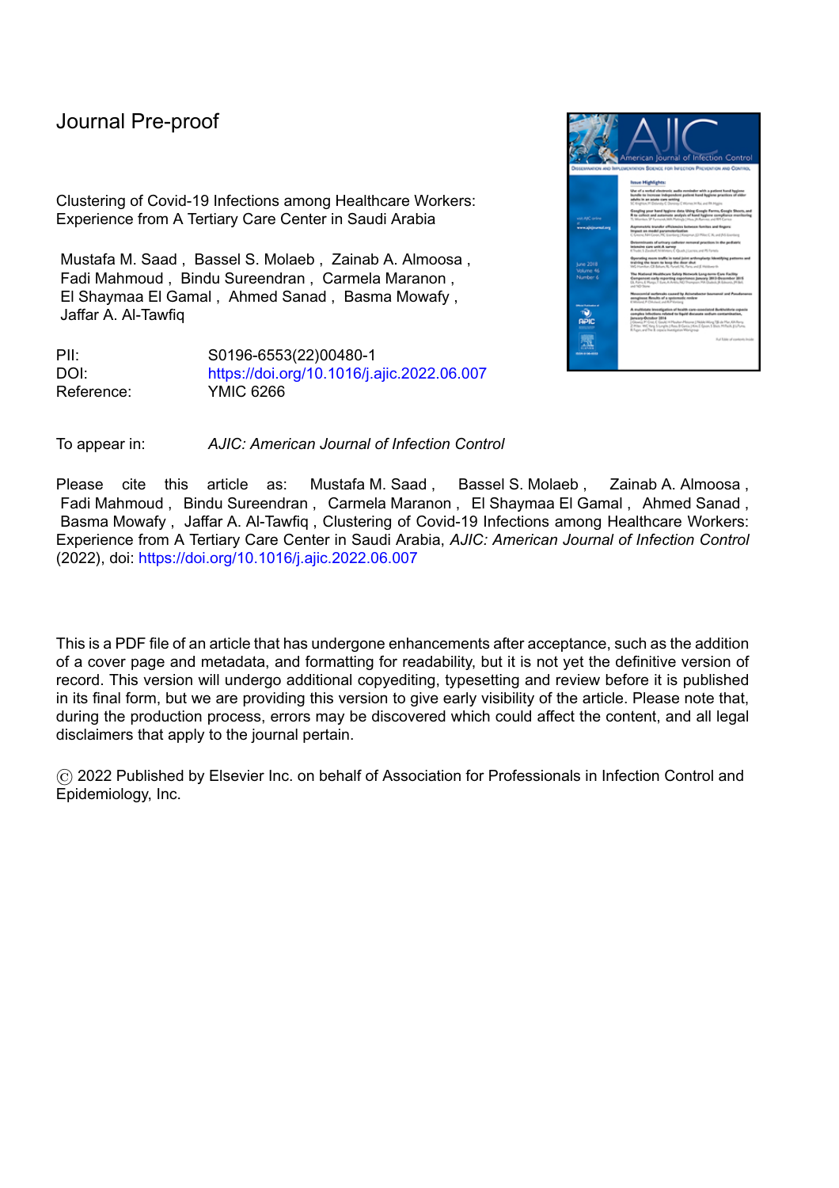# Journal Pre-proof

Clustering of Covid-19 Infections among Healthcare Workers: Experience from A Tertiary Care Center in Saudi Arabia

Mustafa M. Saad , Bassel S. Molaeb , Zainab A. Almoosa , Fadi Mahmoud , Bindu Sureendran , Carmela Maranon , El Shaymaa El Gamal , Ahmed Sanad , Basma Mowafy , Jaffar A. Al-Tawfiq

| | |
|---|---|
| PII: | S0196-6553(22)00480-1 |
| DOI: | https://doi.org/10.1016/j.ajic.2022.06.007 |
| Reference: | YMIC 6266 |

To appear in: *AJIC: American Journal of Infection Control*

Please cite this article as: Mustafa M. Saad , Bassel S. Molaeb , Zainab A. Almoosa , Fadi Mahmoud , Bindu Sureendran , Carmela Maranon , El Shaymaa El Gamal , Ahmed Sanad , Basma Mowafy , Jaffar A. Al-Tawfiq , Clustering of Covid-19 Infections among Healthcare Workers: Experience from A Tertiary Care Center in Saudi Arabia, *AJIC: American Journal of Infection Control* (2022), doi: https://doi.org/10.1016/j.ajic.2022.06.007

This is a PDF file of an article that has undergone enhancements after acceptance, such as the addition of a cover page and metadata, and formatting for readability, but it is not yet the definitive version of record. This version will undergo additional copyediting, typesetting and review before it is published in its final form, but we are providing this version to give early visibility of the article. Please note that, during the production process, errors may be discovered which could affect the content, and all legal disclaimers that apply to the journal pertain.

© 2022 Published by Elsevier Inc. on behalf of Association for Professionals in Infection Control and Epidemiology, Inc.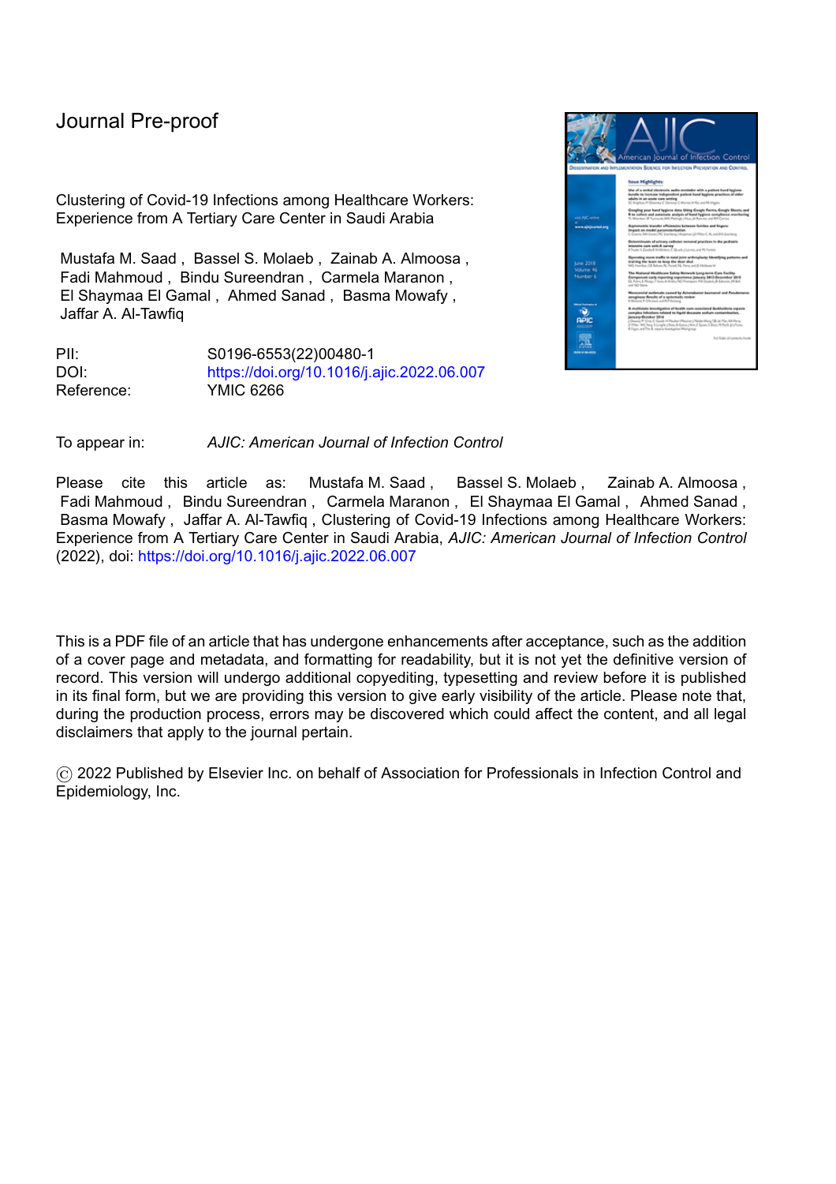Journal Pre-proof

Clustering of Covid-19 Infections among Healthcare Workers: Experience from A Tertiary Care Center in Saudi Arabia

Mustafa M. Saad , Bassel S. Molaeb , Zainab A. Almoosa , Fadi Mahmoud , Bindu Sureendran , Carmela Maranon , El Shaymaa El Gamal , Ahmed Sanad , Basma Mowafy , Jaffar A. Al-Tawfiq

| | |
|---|---|
| PII: | S0196-6553(22)00480-1 |
| DOI: | https://doi.org/10.1016/j.ajic.2022.06.007 |
| Reference: | YMIC 6266 |

To appear in: *AJIC: American Journal of Infection Control*

Please cite this article as: Mustafa M. Saad , Bassel S. Molaeb , Zainab A. Almoosa , Fadi Mahmoud , Bindu Sureendran , Carmela Maranon , El Shaymaa El Gamal , Ahmed Sanad , Basma Mowafy , Jaffar A. Al-Tawfiq , Clustering of Covid-19 Infections among Healthcare Workers: Experience from A Tertiary Care Center in Saudi Arabia, *AJIC: American Journal of Infection Control* (2022), doi: https://doi.org/10.1016/j.ajic.2022.06.007

This is a PDF file of an article that has undergone enhancements after acceptance, such as the addition of a cover page and metadata, and formatting for readability, but it is not yet the definitive version of record. This version will undergo additional copyediting, typesetting and review before it is published in its final form, but we are providing this version to give early visibility of the article. Please note that, during the production process, errors may be discovered which could affect the content, and all legal disclaimers that apply to the journal pertain.

© 2022 Published by Elsevier Inc. on behalf of Association for Professionals in Infection Control and Epidemiology, Inc.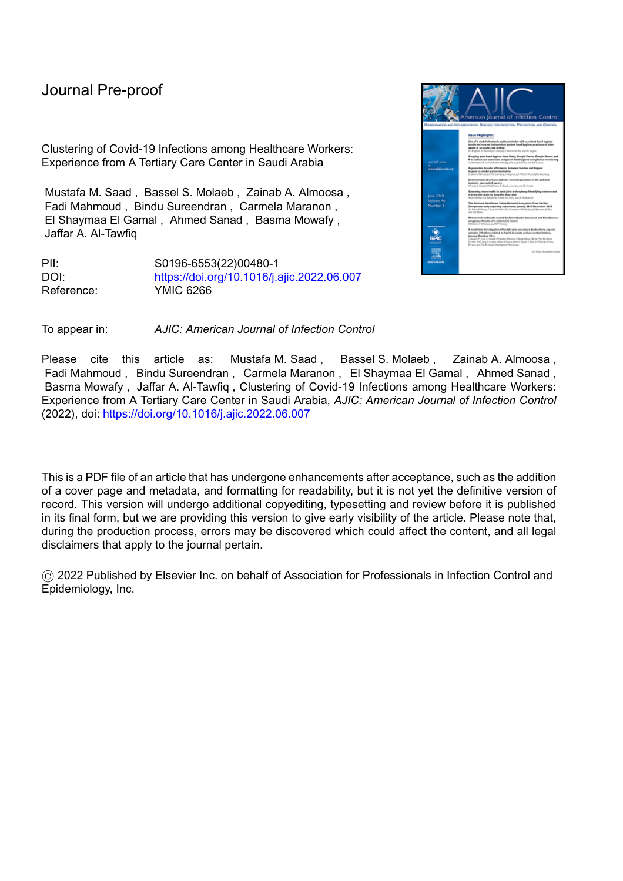Journal Pre-proof

Clustering of Covid-19 Infections among Healthcare Workers: Experience from A Tertiary Care Center in Saudi Arabia

Mustafa M. Saad , Bassel S. Molaeb , Zainab A. Almoosa , Fadi Mahmoud , Bindu Sureendran , Carmela Maranon , El Shaymaa El Gamal , Ahmed Sanad , Basma Mowafy , Jaffar A. Al-Tawfiq

| | |
|---|---|
| PII: | S0196-6553(22)00480-1 |
| DOI: | https://doi.org/10.1016/j.ajic.2022.06.007 |
| Reference: | YMIC 6266 |

To appear in: *AJIC: American Journal of Infection Control*

Please cite this article as: Mustafa M. Saad , Bassel S. Molaeb , Zainab A. Almoosa , Fadi Mahmoud , Bindu Sureendran , Carmela Maranon , El Shaymaa El Gamal , Ahmed Sanad , Basma Mowafy , Jaffar A. Al-Tawfiq , Clustering of Covid-19 Infections among Healthcare Workers: Experience from A Tertiary Care Center in Saudi Arabia, *AJIC: American Journal of Infection Control* (2022), doi: https://doi.org/10.1016/j.ajic.2022.06.007

This is a PDF file of an article that has undergone enhancements after acceptance, such as the addition of a cover page and metadata, and formatting for readability, but it is not yet the definitive version of record. This version will undergo additional copyediting, typesetting and review before it is published in its final form, but we are providing this version to give early visibility of the article. Please note that, during the production process, errors may be discovered which could affect the content, and all legal disclaimers that apply to the journal pertain.

© 2022 Published by Elsevier Inc. on behalf of Association for Professionals in Infection Control and Epidemiology, Inc.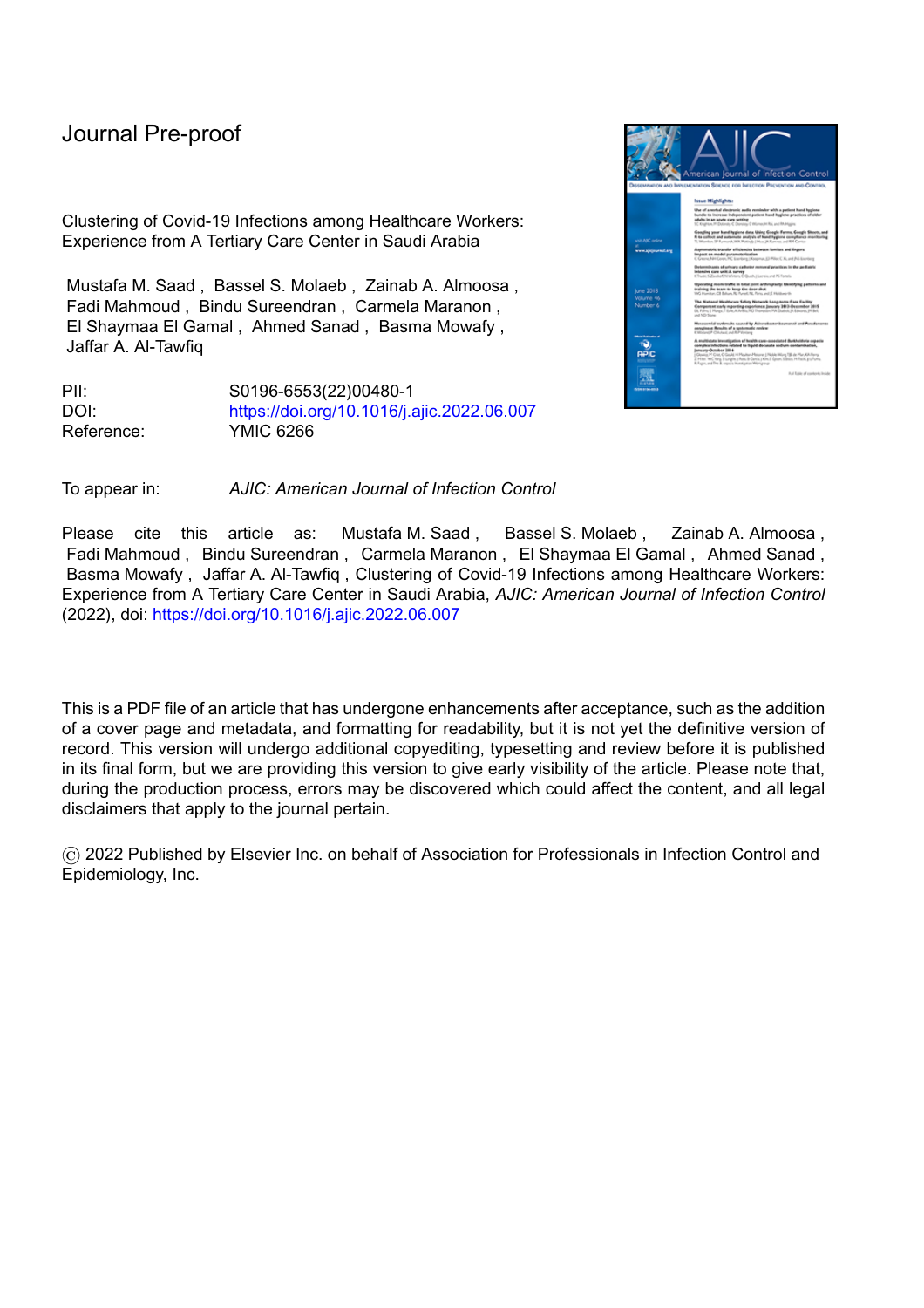Journal Pre-proof

Clustering of Covid-19 Infections among Healthcare Workers: Experience from A Tertiary Care Center in Saudi Arabia

Mustafa M. Saad , Bassel S. Molaeb , Zainab A. Almoosa , Fadi Mahmoud , Bindu Sureendran , Carmela Maranon , El Shaymaa El Gamal , Ahmed Sanad , Basma Mowafy , Jaffar A. Al-Tawfiq

PII: S0196-6553(22)00480-1
DOI: https://doi.org/10.1016/j.ajic.2022.06.007
Reference: YMIC 6266

To appear in: *AJIC: American Journal of Infection Control*

Please cite this article as: Mustafa M. Saad , Bassel S. Molaeb , Zainab A. Almoosa , Fadi Mahmoud , Bindu Sureendran , Carmela Maranon , El Shaymaa El Gamal , Ahmed Sanad , Basma Mowafy , Jaffar A. Al-Tawfiq , Clustering of Covid-19 Infections among Healthcare Workers: Experience from A Tertiary Care Center in Saudi Arabia, *AJIC: American Journal of Infection Control* (2022), doi: https://doi.org/10.1016/j.ajic.2022.06.007

This is a PDF file of an article that has undergone enhancements after acceptance, such as the addition of a cover page and metadata, and formatting for readability, but it is not yet the definitive version of record. This version will undergo additional copyediting, typesetting and review before it is published in its final form, but we are providing this version to give early visibility of the article. Please note that, during the production process, errors may be discovered which could affect the content, and all legal disclaimers that apply to the journal pertain.

© 2022 Published by Elsevier Inc. on behalf of Association for Professionals in Infection Control and Epidemiology, Inc.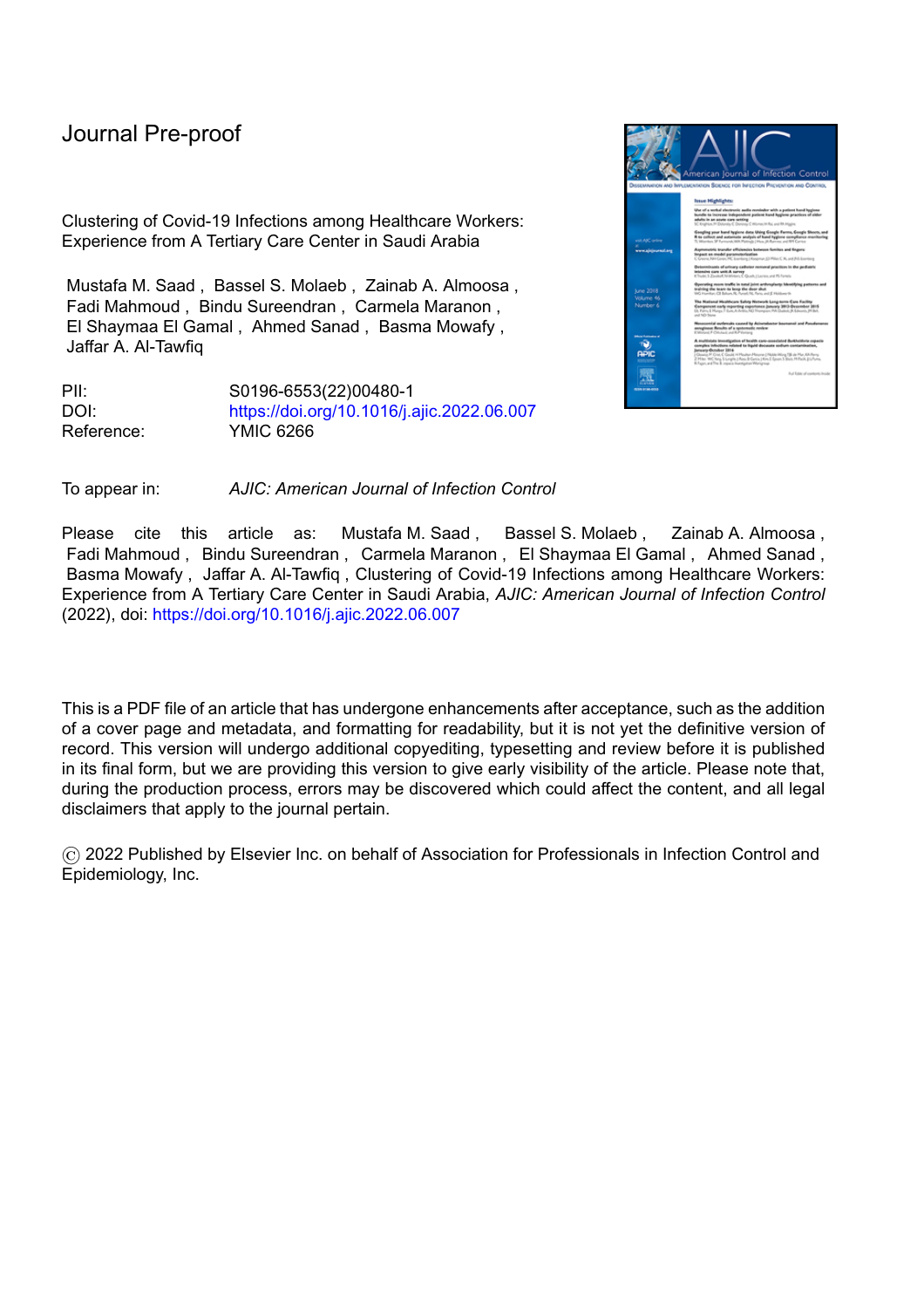# Journal Pre-proof

Clustering of Covid-19 Infections among Healthcare Workers: Experience from A Tertiary Care Center in Saudi Arabia

Mustafa M. Saad , Bassel S. Molaeb , Zainab A. Almoosa , Fadi Mahmoud , Bindu Sureendran , Carmela Maranon , El Shaymaa El Gamal , Ahmed Sanad , Basma Mowafy , Jaffar A. Al-Tawfiq

| | |
|---|---|
| PII: | S0196-6553(22)00480-1 |
| DOI: | https://doi.org/10.1016/j.ajic.2022.06.007 |
| Reference: | YMIC 6266 |

To appear in: *AJIC: American Journal of Infection Control*

Please cite this article as: Mustafa M. Saad , Bassel S. Molaeb , Zainab A. Almoosa , Fadi Mahmoud , Bindu Sureendran , Carmela Maranon , El Shaymaa El Gamal , Ahmed Sanad , Basma Mowafy , Jaffar A. Al-Tawfiq , Clustering of Covid-19 Infections among Healthcare Workers: Experience from A Tertiary Care Center in Saudi Arabia, *AJIC: American Journal of Infection Control* (2022), doi: https://doi.org/10.1016/j.ajic.2022.06.007

This is a PDF file of an article that has undergone enhancements after acceptance, such as the addition of a cover page and metadata, and formatting for readability, but it is not yet the definitive version of record. This version will undergo additional copyediting, typesetting and review before it is published in its final form, but we are providing this version to give early visibility of the article. Please note that, during the production process, errors may be discovered which could affect the content, and all legal disclaimers that apply to the journal pertain.

© 2022 Published by Elsevier Inc. on behalf of Association for Professionals in Infection Control and Epidemiology, Inc.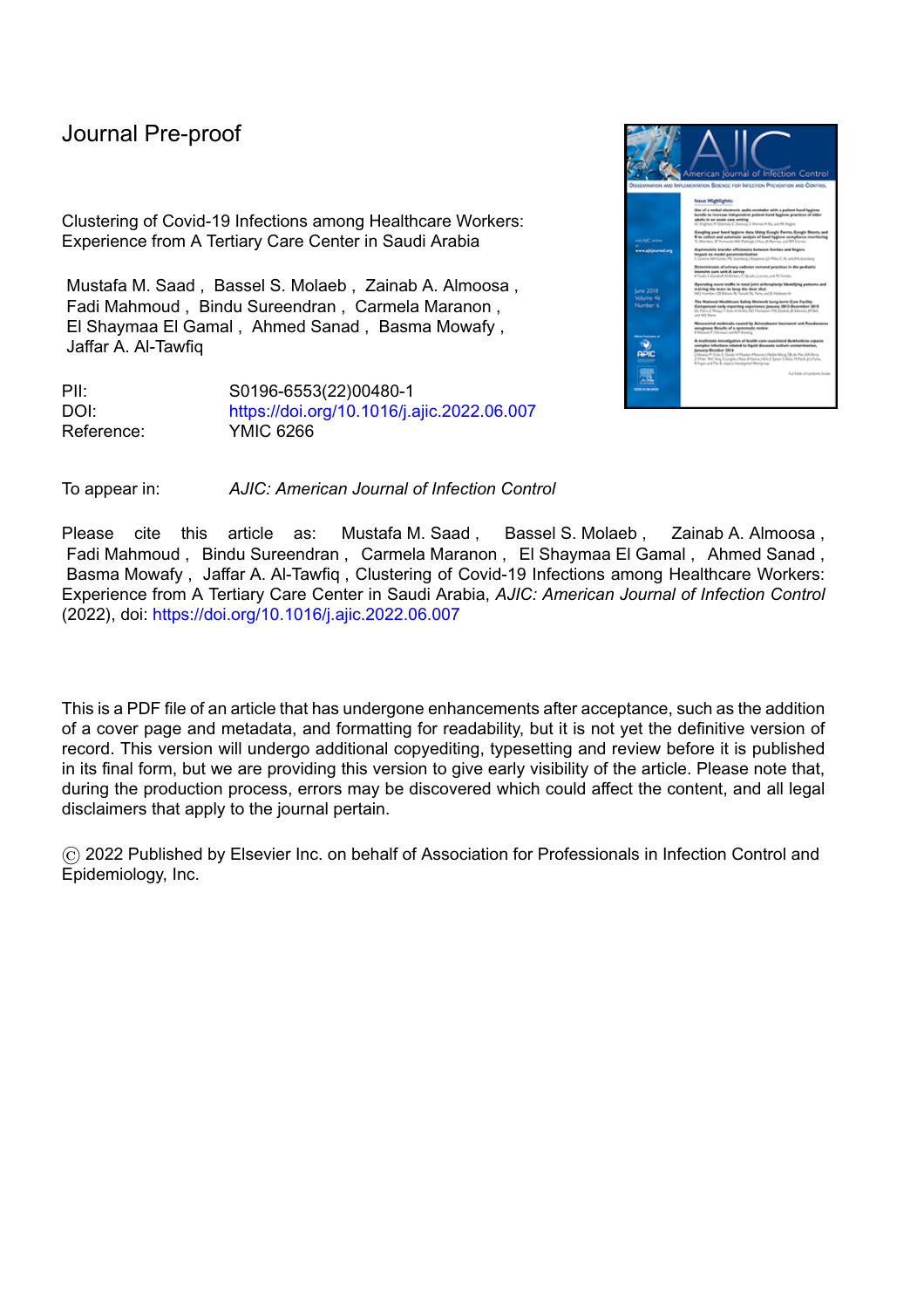Journal Pre-proof

Clustering of Covid-19 Infections among Healthcare Workers: Experience from A Tertiary Care Center in Saudi Arabia

Mustafa M. Saad , Bassel S. Molaeb , Zainab A. Almoosa , Fadi Mahmoud , Bindu Sureendran , Carmela Maranon , El Shaymaa El Gamal , Ahmed Sanad , Basma Mowafy , Jaffar A. Al-Tawfiq

| | |
|---|---|
| PII: | S0196-6553(22)00480-1 |
| DOI: | https://doi.org/10.1016/j.ajic.2022.06.007 |
| Reference: | YMIC 6266 |

To appear in: *AJIC: American Journal of Infection Control*

Please cite this article as: Mustafa M. Saad , Bassel S. Molaeb , Zainab A. Almoosa , Fadi Mahmoud , Bindu Sureendran , Carmela Maranon , El Shaymaa El Gamal , Ahmed Sanad , Basma Mowafy , Jaffar A. Al-Tawfiq , Clustering of Covid-19 Infections among Healthcare Workers: Experience from A Tertiary Care Center in Saudi Arabia, *AJIC: American Journal of Infection Control* (2022), doi: https://doi.org/10.1016/j.ajic.2022.06.007

This is a PDF file of an article that has undergone enhancements after acceptance, such as the addition of a cover page and metadata, and formatting for readability, but it is not yet the definitive version of record. This version will undergo additional copyediting, typesetting and review before it is published in its final form, but we are providing this version to give early visibility of the article. Please note that, during the production process, errors may be discovered which could affect the content, and all legal disclaimers that apply to the journal pertain.

© 2022 Published by Elsevier Inc. on behalf of Association for Professionals in Infection Control and Epidemiology, Inc.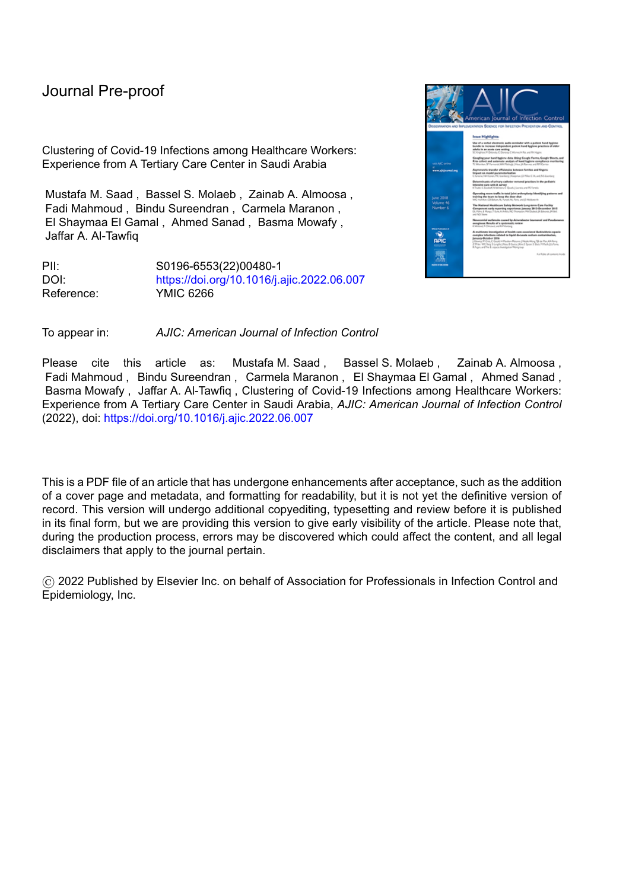Journal Pre-proof

Clustering of Covid-19 Infections among Healthcare Workers: Experience from A Tertiary Care Center in Saudi Arabia

Mustafa M. Saad , Bassel S. Molaeb , Zainab A. Almoosa , Fadi Mahmoud , Bindu Sureendran , Carmela Maranon , El Shaymaa El Gamal , Ahmed Sanad , Basma Mowafy , Jaffar A. Al-Tawfiq

PII: S0196-6553(22)00480-1
DOI: https://doi.org/10.1016/j.ajic.2022.06.007
Reference: YMIC 6266

To appear in: *AJIC: American Journal of Infection Control*

Please cite this article as: Mustafa M. Saad , Bassel S. Molaeb , Zainab A. Almoosa , Fadi Mahmoud , Bindu Sureendran , Carmela Maranon , El Shaymaa El Gamal , Ahmed Sanad , Basma Mowafy , Jaffar A. Al-Tawfiq , Clustering of Covid-19 Infections among Healthcare Workers: Experience from A Tertiary Care Center in Saudi Arabia, *AJIC: American Journal of Infection Control* (2022), doi: https://doi.org/10.1016/j.ajic.2022.06.007

This is a PDF file of an article that has undergone enhancements after acceptance, such as the addition of a cover page and metadata, and formatting for readability, but it is not yet the definitive version of record. This version will undergo additional copyediting, typesetting and review before it is published in its final form, but we are providing this version to give early visibility of the article. Please note that, during the production process, errors may be discovered which could affect the content, and all legal disclaimers that apply to the journal pertain.

© 2022 Published by Elsevier Inc. on behalf of Association for Professionals in Infection Control and Epidemiology, Inc.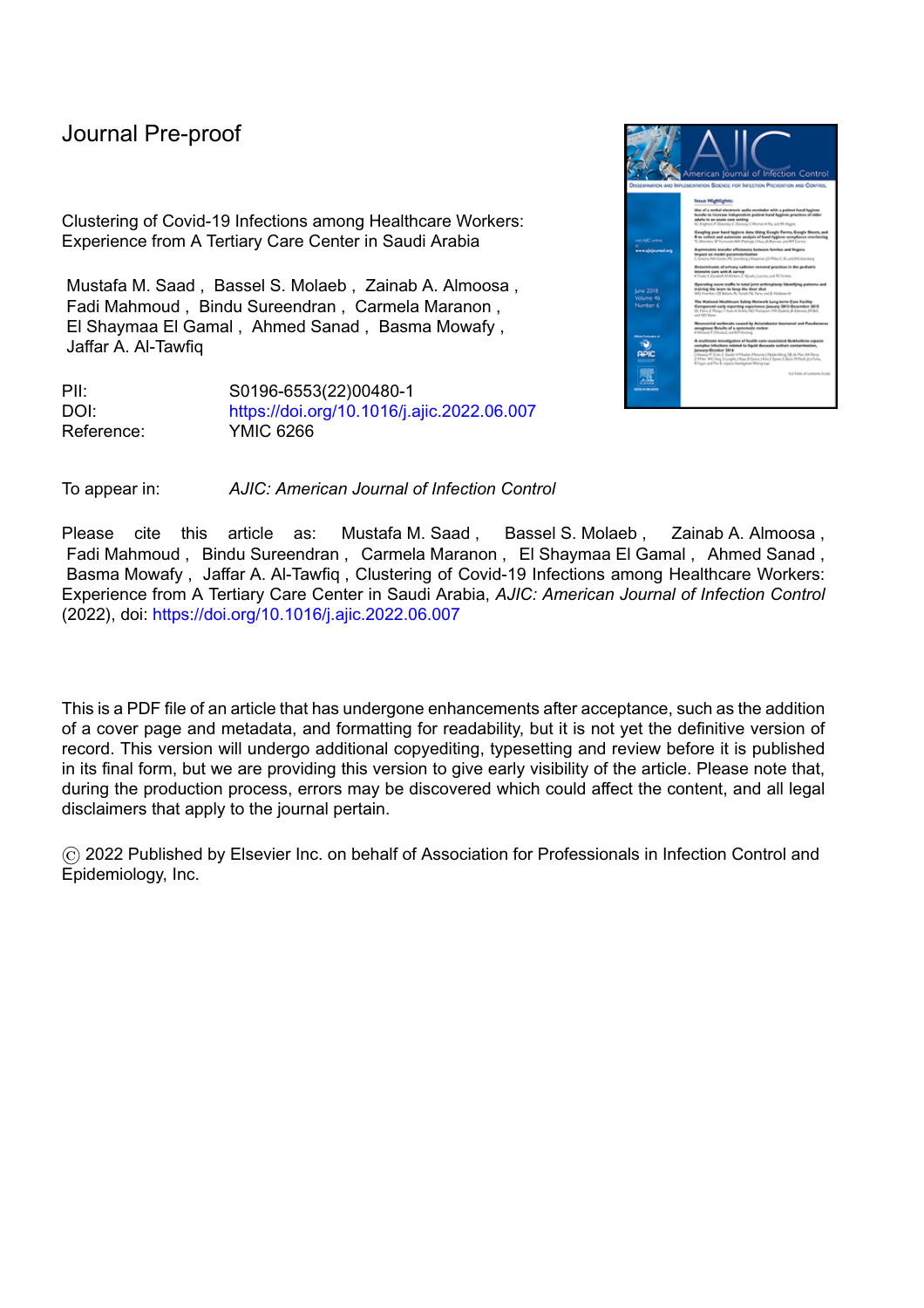Journal Pre-proof

Clustering of Covid-19 Infections among Healthcare Workers: Experience from A Tertiary Care Center in Saudi Arabia

Mustafa M. Saad , Bassel S. Molaeb , Zainab A. Almoosa , Fadi Mahmoud , Bindu Sureendran , Carmela Maranon , El Shaymaa El Gamal , Ahmed Sanad , Basma Mowafy , Jaffar A. Al-Tawfiq

PII: S0196-6553(22)00480-1
DOI: https://doi.org/10.1016/j.ajic.2022.06.007
Reference: YMIC 6266

To appear in: *AJIC: American Journal of Infection Control*

Please cite this article as: Mustafa M. Saad , Bassel S. Molaeb , Zainab A. Almoosa , Fadi Mahmoud , Bindu Sureendran , Carmela Maranon , El Shaymaa El Gamal , Ahmed Sanad , Basma Mowafy , Jaffar A. Al-Tawfiq , Clustering of Covid-19 Infections among Healthcare Workers: Experience from A Tertiary Care Center in Saudi Arabia, *AJIC: American Journal of Infection Control* (2022), doi: https://doi.org/10.1016/j.ajic.2022.06.007

This is a PDF file of an article that has undergone enhancements after acceptance, such as the addition of a cover page and metadata, and formatting for readability, but it is not yet the definitive version of record. This version will undergo additional copyediting, typesetting and review before it is published in its final form, but we are providing this version to give early visibility of the article. Please note that, during the production process, errors may be discovered which could affect the content, and all legal disclaimers that apply to the journal pertain.

© 2022 Published by Elsevier Inc. on behalf of Association for Professionals in Infection Control and Epidemiology, Inc.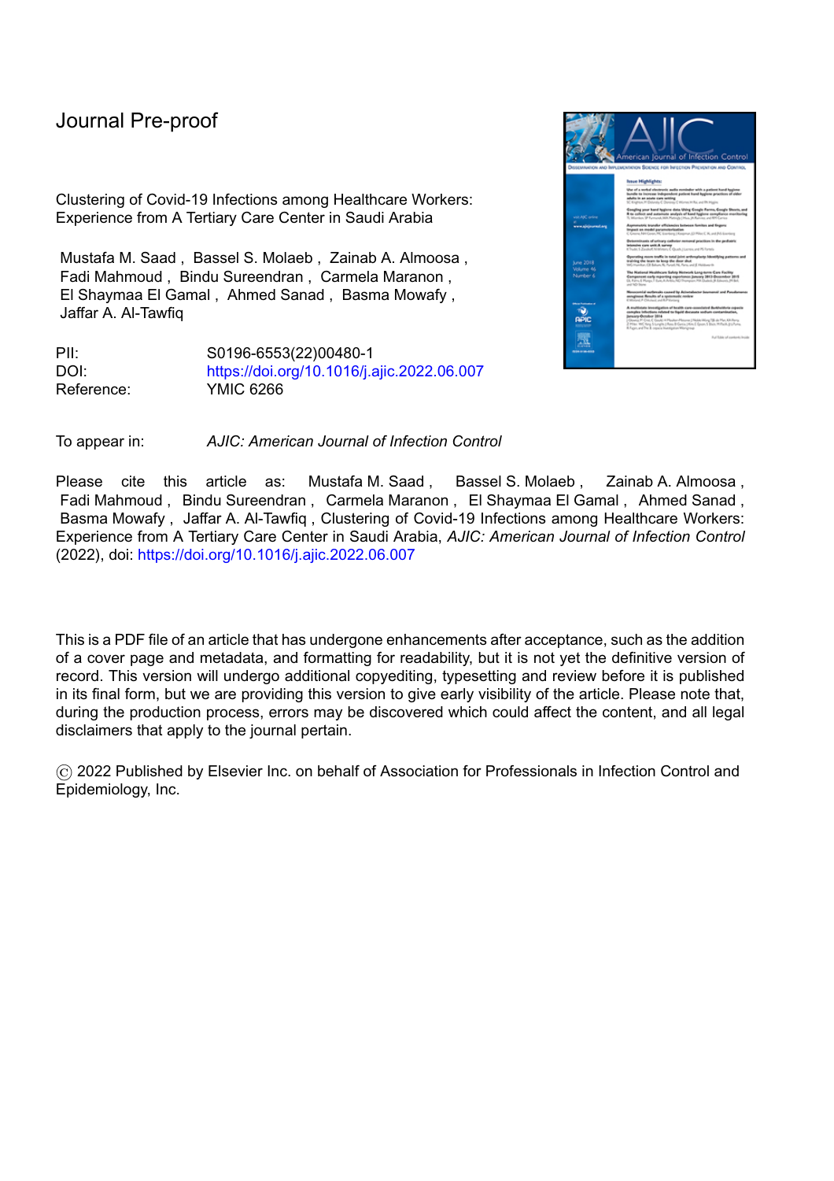Journal Pre-proof

Clustering of Covid-19 Infections among Healthcare Workers: Experience from A Tertiary Care Center in Saudi Arabia

Mustafa M. Saad , Bassel S. Molaeb , Zainab A. Almoosa , Fadi Mahmoud , Bindu Sureendran , Carmela Maranon , El Shaymaa El Gamal , Ahmed Sanad , Basma Mowafy , Jaffar A. Al-Tawfiq

| | |
|---|---|
| PII: | S0196-6553(22)00480-1 |
| DOI: | https://doi.org/10.1016/j.ajic.2022.06.007 |
| Reference: | YMIC 6266 |

To appear in: *AJIC: American Journal of Infection Control*

Please cite this article as: Mustafa M. Saad , Bassel S. Molaeb , Zainab A. Almoosa , Fadi Mahmoud , Bindu Sureendran , Carmela Maranon , El Shaymaa El Gamal , Ahmed Sanad , Basma Mowafy , Jaffar A. Al-Tawfiq , Clustering of Covid-19 Infections among Healthcare Workers: Experience from A Tertiary Care Center in Saudi Arabia, *AJIC: American Journal of Infection Control* (2022), doi: https://doi.org/10.1016/j.ajic.2022.06.007

This is a PDF file of an article that has undergone enhancements after acceptance, such as the addition of a cover page and metadata, and formatting for readability, but it is not yet the definitive version of record. This version will undergo additional copyediting, typesetting and review before it is published in its final form, but we are providing this version to give early visibility of the article. Please note that, during the production process, errors may be discovered which could affect the content, and all legal disclaimers that apply to the journal pertain.

© 2022 Published by Elsevier Inc. on behalf of Association for Professionals in Infection Control and Epidemiology, Inc.